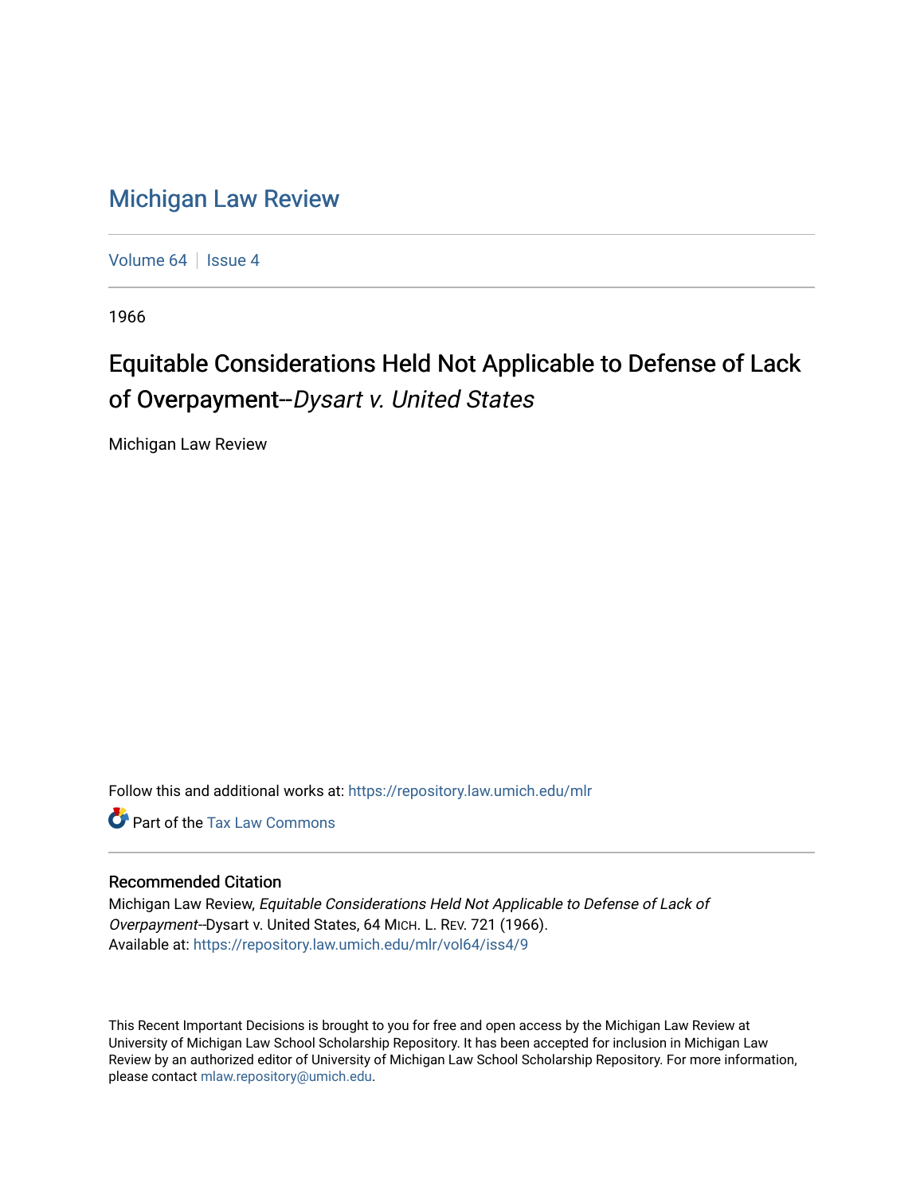# Michigan Law Review

Volume 64 | Issue 4

1966

## Equitable Considerations Held Not Applicable to Defense of Lack of Overpayment--*Dysart v. United States*

Michigan Law Review

Follow this and additional works at: https://repository.law.umich.edu/mlr

Part of the Tax Law Commons

### Recommended Citation

Michigan Law Review, *Equitable Considerations Held Not Applicable to Defense of Lack of Overpayment*--Dysart v. United States, 64 MICH. L. REV. 721 (1966).
Available at: https://repository.law.umich.edu/mlr/vol64/iss4/9

This Recent Important Decisions is brought to you for free and open access by the Michigan Law Review at University of Michigan Law School Scholarship Repository. It has been accepted for inclusion in Michigan Law Review by an authorized editor of University of Michigan Law School Scholarship Repository. For more information, please contact mlaw.repository@umich.edu.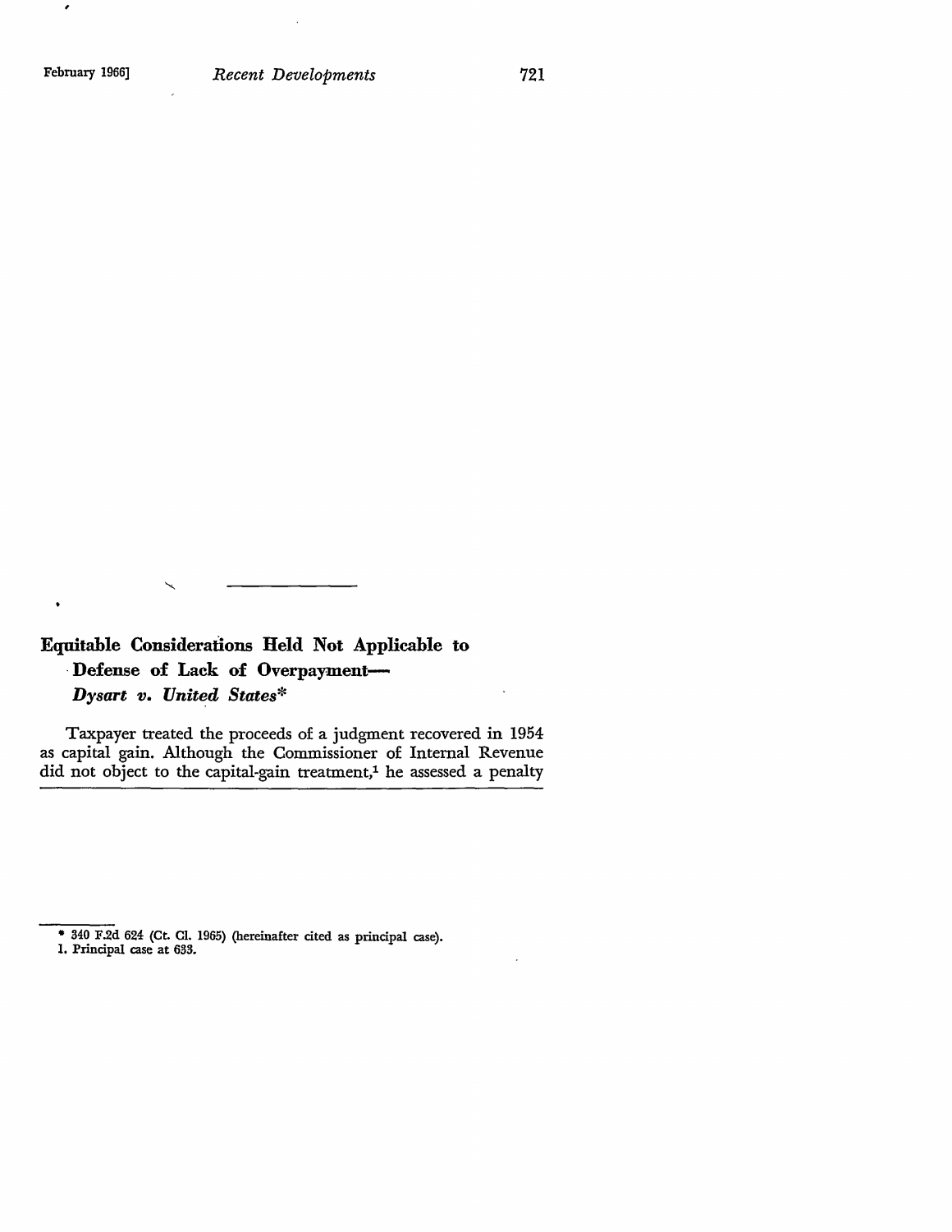## Equitable Considerations Held Not Applicable to Defense of Lack of Overpayment— *Dysart v. United States**

Taxpayer treated the proceeds of a judgment recovered in 1954 as capital gain. Although the Commissioner of Internal Revenue did not object to the capital-gain treatment,[1] he assessed a penalty

---

\* 340 F.2d 624 (Ct. Cl. 1965) (hereinafter cited as principal case).

1. Principal case at 633.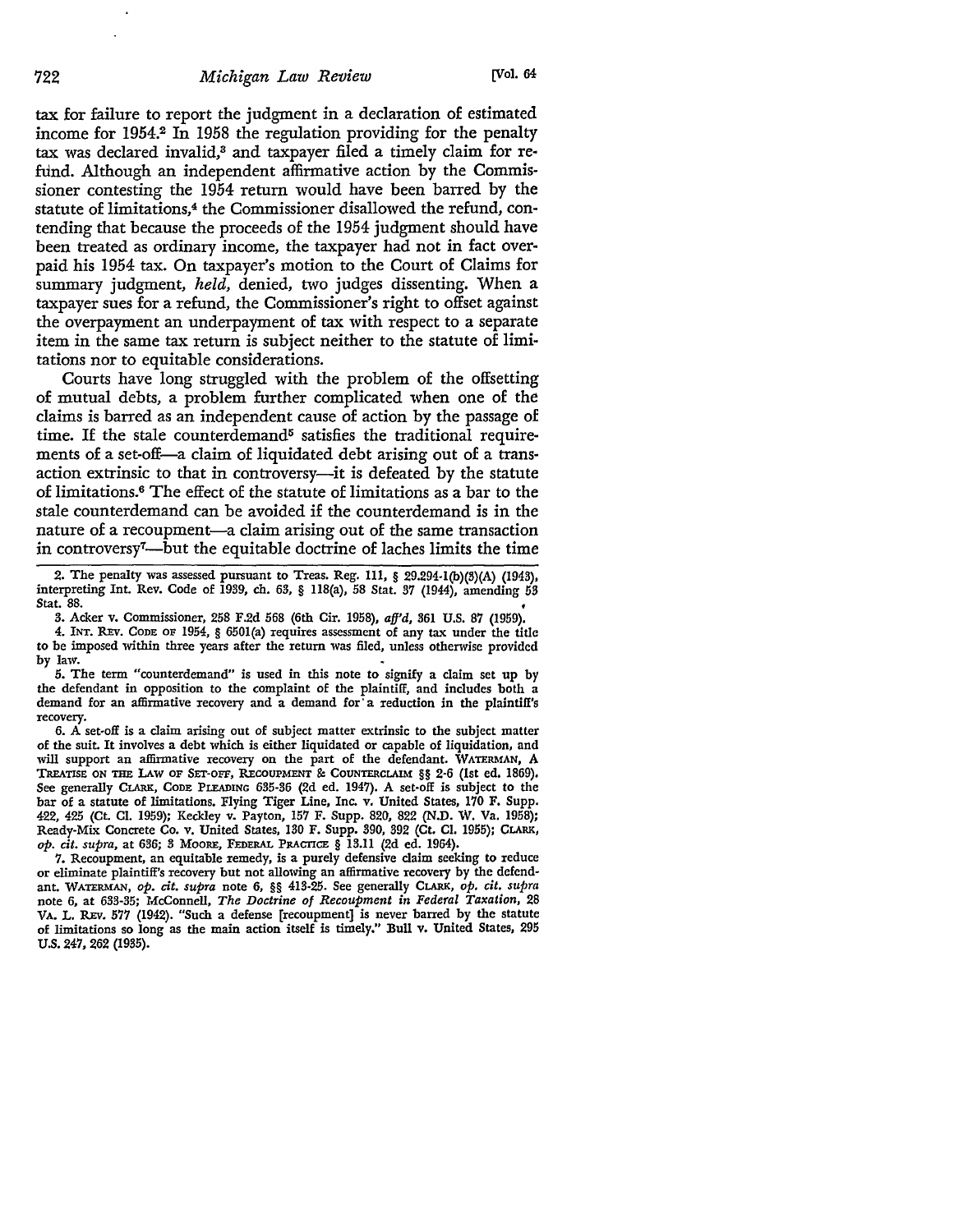tax for failure to report the judgment in a declaration of estimated income for 1954.[2] In 1958 the regulation providing for the penalty tax was declared invalid,[3] and taxpayer filed a timely claim for refund. Although an independent affirmative action by the Commissioner contesting the 1954 return would have been barred by the statute of limitations,[4] the Commissioner disallowed the refund, contending that because the proceeds of the 1954 judgment should have been treated as ordinary income, the taxpayer had not in fact overpaid his 1954 tax. On taxpayer's motion to the Court of Claims for summary judgment, *held,* denied, two judges dissenting. When a taxpayer sues for a refund, the Commissioner's right to offset against the overpayment an underpayment of tax with respect to a separate item in the same tax return is subject neither to the statute of limitations nor to equitable considerations.

Courts have long struggled with the problem of the offsetting of mutual debts, a problem further complicated when one of the claims is barred as an independent cause of action by the passage of time. If the stale counterdemand[5] satisfies the traditional requirements of a set-off—a claim of liquidated debt arising out of a transaction extrinsic to that in controversy—it is defeated by the statute of limitations.[6] The effect of the statute of limitations as a bar to the stale counterdemand can be avoided if the counterdemand is in the nature of a recoupment—a claim arising out of the same transaction in controversy[7]—but the equitable doctrine of laches limits the time

---

2. The penalty was assessed pursuant to Treas. Reg. 111, § 29.294-1(b)(3)(A) (1943), interpreting Int. Rev. Code of 1939, ch. 63, § 118(a), 58 Stat. 37 (1944), amending 53 Stat. 88.

3. Acker v. Commissioner, 258 F.2d 568 (6th Cir. 1958), *aff'd*, 361 U.S. 87 (1959).

4. INT. REV. CODE OF 1954, § 6501(a) requires assessment of any tax under the title to be imposed within three years after the return was filed, unless otherwise provided by law.

5. The term "counterdemand" is used in this note to signify a claim set up by the defendant in opposition to the complaint of the plaintiff, and includes both a demand for an affirmative recovery and a demand for a reduction in the plaintiff's recovery.

6. A set-off is a claim arising out of subject matter extrinsic to the subject matter of the suit. It involves a debt which is either liquidated or capable of liquidation, and will support an affirmative recovery on the part of the defendant. WATERMAN, A TREATISE ON THE LAW OF SET-OFF, RECOUPMENT & COUNTERCLAIM §§ 2-6 (1st ed. 1869). See generally CLARK, CODE PLEADING 635-36 (2d ed. 1947). A set-off is subject to the bar of a statute of limitations. Flying Tiger Line, Inc. v. United States, 170 F. Supp. 422, 425 (Ct. Cl. 1959); Keckley v. Payton, 157 F. Supp. 820, 822 (N.D. W. Va. 1958); Ready-Mix Concrete Co. v. United States, 130 F. Supp. 390, 392 (Ct. Cl. 1955); CLARK, *op. cit. supra*, at 636; 3 MOORE, FEDERAL PRACTICE § 13.11 (2d ed. 1964).

7. Recoupment, an equitable remedy, is a purely defensive claim seeking to reduce or eliminate plaintiff's recovery but not allowing an affirmative recovery by the defendant. WATERMAN, *op. cit. supra* note 6, §§ 413-25. See generally CLARK, *op. cit. supra* note 6, at 633-35; McConnell, *The Doctrine of Recoupment in Federal Taxation*, 28 VA. L. REV. 577 (1942). "Such a defense [recoupment] is never barred by the statute of limitations so long as the main action itself is timely." Bull v. United States, 295 U.S. 247, 262 (1935).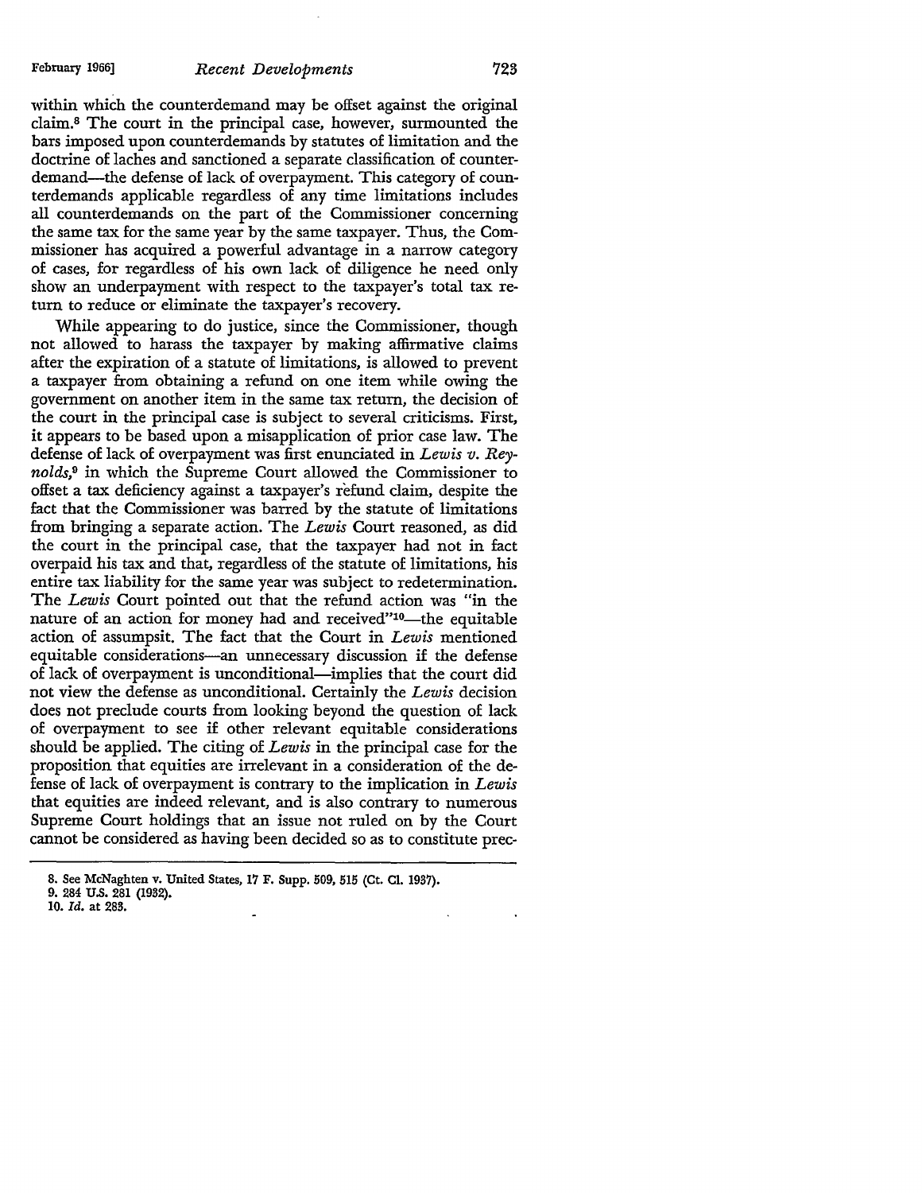within which the counterdemand may be offset against the original claim.[8] The court in the principal case, however, surmounted the bars imposed upon counterdemands by statutes of limitation and the doctrine of laches and sanctioned a separate classification of counterdemand—the defense of lack of overpayment. This category of counterdemands applicable regardless of any time limitations includes all counterdemands on the part of the Commissioner concerning the same tax for the same year by the same taxpayer. Thus, the Commissioner has acquired a powerful advantage in a narrow category of cases, for regardless of his own lack of diligence he need only show an underpayment with respect to the taxpayer's total tax return to reduce or eliminate the taxpayer's recovery.

While appearing to do justice, since the Commissioner, though not allowed to harass the taxpayer by making affirmative claims after the expiration of a statute of limitations, is allowed to prevent a taxpayer from obtaining a refund on one item while owing the government on another item in the same tax return, the decision of the court in the principal case is subject to several criticisms. First, it appears to be based upon a misapplication of prior case law. The defense of lack of overpayment was first enunciated in *Lewis v. Reynolds*,[9] in which the Supreme Court allowed the Commissioner to offset a tax deficiency against a taxpayer's refund claim, despite the fact that the Commissioner was barred by the statute of limitations from bringing a separate action. The *Lewis* Court reasoned, as did the court in the principal case, that the taxpayer had not in fact overpaid his tax and that, regardless of the statute of limitations, his entire tax liability for the same year was subject to redetermination. The *Lewis* Court pointed out that the refund action was "in the nature of an action for money had and received"[10]—the equitable action of assumpsit. The fact that the Court in *Lewis* mentioned equitable considerations—an unnecessary discussion if the defense of lack of overpayment is unconditional—implies that the court did not view the defense as unconditional. Certainly the *Lewis* decision does not preclude courts from looking beyond the question of lack of overpayment to see if other relevant equitable considerations should be applied. The citing of *Lewis* in the principal case for the proposition that equities are irrelevant in a consideration of the defense of lack of overpayment is contrary to the implication in *Lewis* that equities are indeed relevant, and is also contrary to numerous Supreme Court holdings that an issue not ruled on by the Court cannot be considered as having been decided so as to constitute prec-

8. See McNaghten v. United States, 17 F. Supp. 509, 515 (Ct. Cl. 1937).

9. 284 U.S. 281 (1932).

10. *Id.* at 283.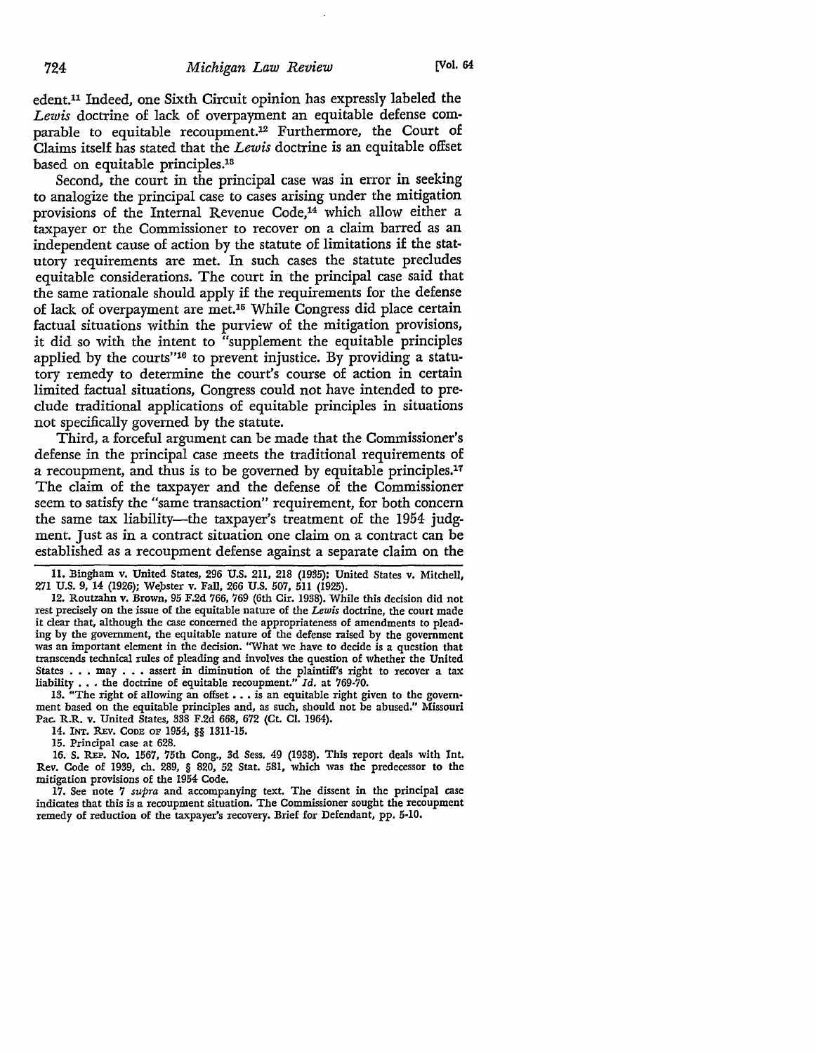edent.[11] Indeed, one Sixth Circuit opinion has expressly labeled the *Lewis* doctrine of lack of overpayment an equitable defense comparable to equitable recoupment.[12] Furthermore, the Court of Claims itself has stated that the *Lewis* doctrine is an equitable offset based on equitable principles.[13]

Second, the court in the principal case was in error in seeking to analogize the principal case to cases arising under the mitigation provisions of the Internal Revenue Code,[14] which allow either a taxpayer or the Commissioner to recover on a claim barred as an independent cause of action by the statute of limitations if the statutory requirements are met. In such cases the statute precludes equitable considerations. The court in the principal case said that the same rationale should apply if the requirements for the defense of lack of overpayment are met.[15] While Congress did place certain factual situations within the purview of the mitigation provisions, it did so with the intent to "supplement the equitable principles applied by the courts"[16] to prevent injustice. By providing a statutory remedy to determine the court's course of action in certain limited factual situations, Congress could not have intended to preclude traditional applications of equitable principles in situations not specifically governed by the statute.

Third, a forceful argument can be made that the Commissioner's defense in the principal case meets the traditional requirements of a recoupment, and thus is to be governed by equitable principles.[17] The claim of the taxpayer and the defense of the Commissioner seem to satisfy the "same transaction" requirement, for both concern the same tax liability—the taxpayer's treatment of the 1954 judgment. Just as in a contract situation one claim on a contract can be established as a recoupment defense against a separate claim on the

---

11. Bingham v. United States, 296 U.S. 211, 218 (1935); United States v. Mitchell, 271 U.S. 9, 14 (1926); Webster v. Fall, 266 U.S. 507, 511 (1925).

12. Routzahn v. Brown, 95 F.2d 766, 769 (6th Cir. 1938). While this decision did not rest precisely on the issue of the equitable nature of the *Lewis* doctrine, the court made it clear that, although the case concerned the appropriateness of amendments to pleading by the government, the equitable nature of the defense raised by the government was an important element in the decision. "What we have to decide is a question that transcends technical rules of pleading and involves the question of whether the United States . . . may . . . assert in diminution of the plaintiff's right to recover a tax liability . . . the doctrine of equitable recoupment." *Id.* at 769-70.

13. "The right of allowing an offset . . . is an equitable right given to the government based on the equitable principles and, as such, should not be abused." Missouri Pac. R.R. v. United States, 338 F.2d 668, 672 (Ct. Cl. 1964).

14. INT. REV. CODE OF 1954, §§ 1311-15.

15. Principal case at 628.

16. S. REP. No. 1567, 75th Cong., 3d Sess. 49 (1938). This report deals with Int. Rev. Code of 1939, ch. 289, § 820, 52 Stat. 581, which was the predecessor to the mitigation provisions of the 1954 Code.

17. See note 7 *supra* and accompanying text. The dissent in the principal case indicates that this is a recoupment situation. The Commissioner sought the recoupment remedy of reduction of the taxpayer's recovery. Brief for Defendant, pp. 5-10.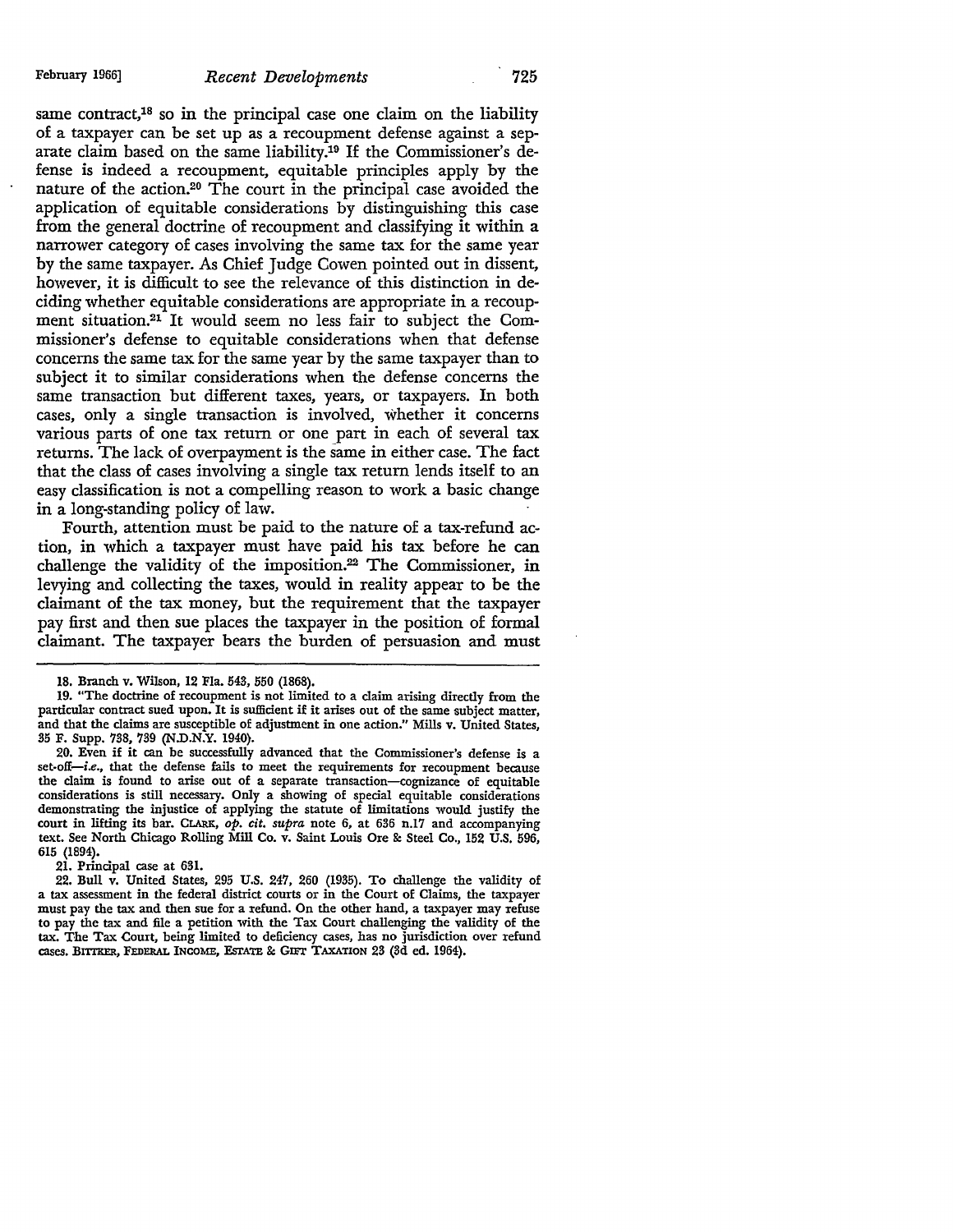same contract,[18] so in the principal case one claim on the liability of a taxpayer can be set up as a recoupment defense against a separate claim based on the same liability.[19] If the Commissioner's defense is indeed a recoupment, equitable principles apply by the nature of the action.[20] The court in the principal case avoided the application of equitable considerations by distinguishing this case from the general doctrine of recoupment and classifying it within a narrower category of cases involving the same tax for the same year by the same taxpayer. As Chief Judge Cowen pointed out in dissent, however, it is difficult to see the relevance of this distinction in deciding whether equitable considerations are appropriate in a recoupment situation.[21] It would seem no less fair to subject the Commissioner's defense to equitable considerations when that defense concerns the same tax for the same year by the same taxpayer than to subject it to similar considerations when the defense concerns the same transaction but different taxes, years, or taxpayers. In both cases, only a single transaction is involved, whether it concerns various parts of one tax return or one part in each of several tax returns. The lack of overpayment is the same in either case. The fact that the class of cases involving a single tax return lends itself to an easy classification is not a compelling reason to work a basic change in a long-standing policy of law.

Fourth, attention must be paid to the nature of a tax-refund action, in which a taxpayer must have paid his tax before he can challenge the validity of the imposition.[22] The Commissioner, in levying and collecting the taxes, would in reality appear to be the claimant of the tax money, but the requirement that the taxpayer pay first and then sue places the taxpayer in the position of formal claimant. The taxpayer bears the burden of persuasion and must

---

18. Branch v. Wilson, 12 Fla. 543, 550 (1868).

19. "The doctrine of recoupment is not limited to a claim arising directly from the particular contract sued upon. It is sufficient if it arises out of the same subject matter, and that the claims are susceptible of adjustment in one action." Mills v. United States, 35 F. Supp. 738, 739 (N.D.N.Y. 1940).

20. Even if it can be successfully advanced that the Commissioner's defense is a set-off—*i.e.*, that the defense fails to meet the requirements for recoupment because the claim is found to arise out of a separate transaction—cognizance of equitable considerations is still necessary. Only a showing of special equitable considerations demonstrating the injustice of applying the statute of limitations would justify the court in lifting its bar. CLARK, *op. cit. supra* note 6, at 636 n.17 and accompanying text. See North Chicago Rolling Mill Co. v. Saint Louis Ore & Steel Co., 152 U.S. 596, 615 (1894).

21. Principal case at 631.

22. Bull v. United States, 295 U.S. 247, 260 (1935). To challenge the validity of a tax assessment in the federal district courts or in the Court of Claims, the taxpayer must pay the tax and then sue for a refund. On the other hand, a taxpayer may refuse to pay the tax and file a petition with the Tax Court challenging the validity of the tax. The Tax Court, being limited to deficiency cases, has no jurisdiction over refund cases. BITTKER, FEDERAL INCOME, ESTATE & GIFT TAXATION 23 (3d ed. 1964).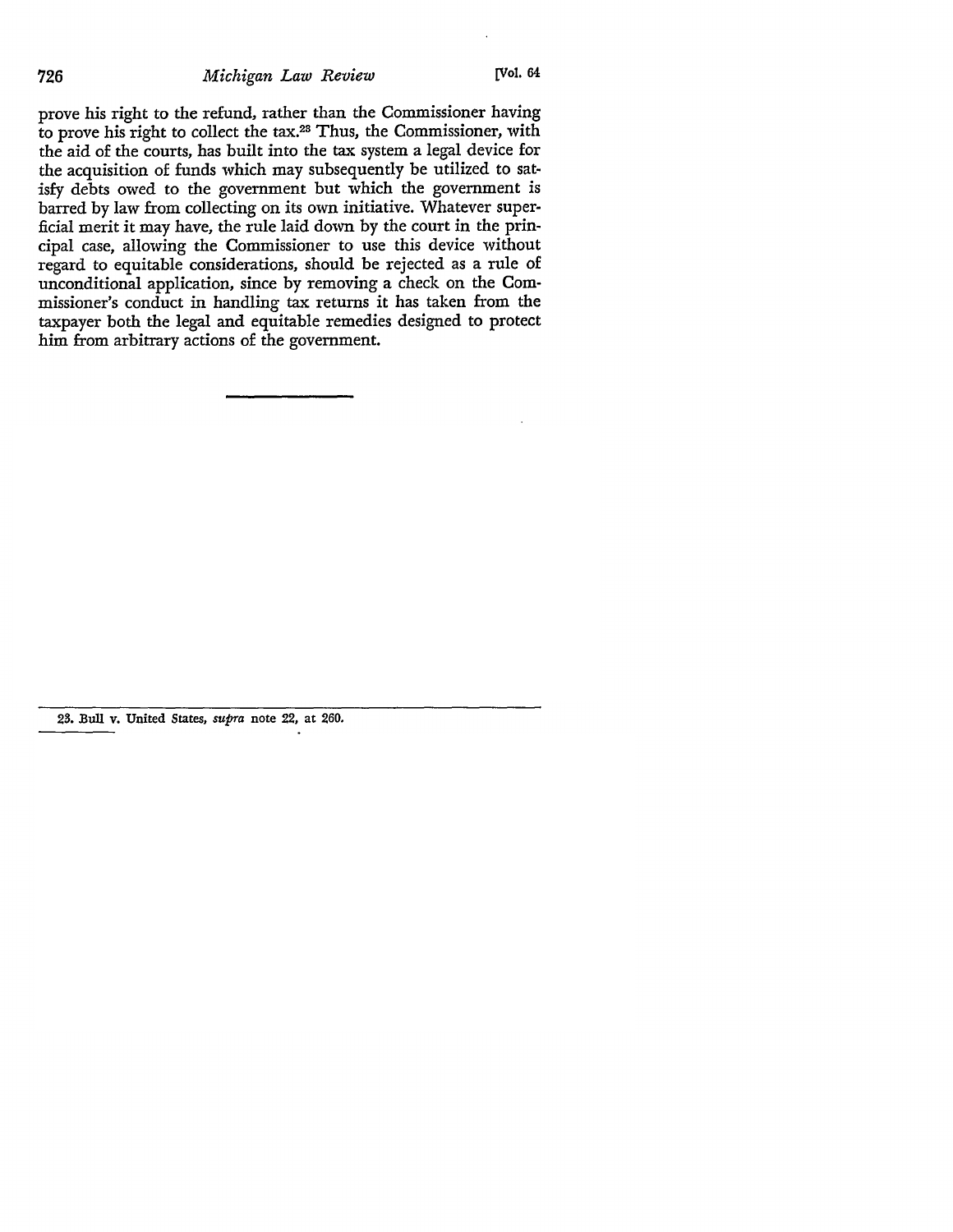prove his right to the refund, rather than the Commissioner having to prove his right to collect the tax.[23] Thus, the Commissioner, with the aid of the courts, has built into the tax system a legal device for the acquisition of funds which may subsequently be utilized to satisfy debts owed to the government but which the government is barred by law from collecting on its own initiative. Whatever superficial merit it may have, the rule laid down by the court in the principal case, allowing the Commissioner to use this device without regard to equitable considerations, should be rejected as a rule of unconditional application, since by removing a check on the Commissioner's conduct in handling tax returns it has taken from the taxpayer both the legal and equitable remedies designed to protect him from arbitrary actions of the government.

---

23. Bull v. United States, *supra* note 22, at 260.